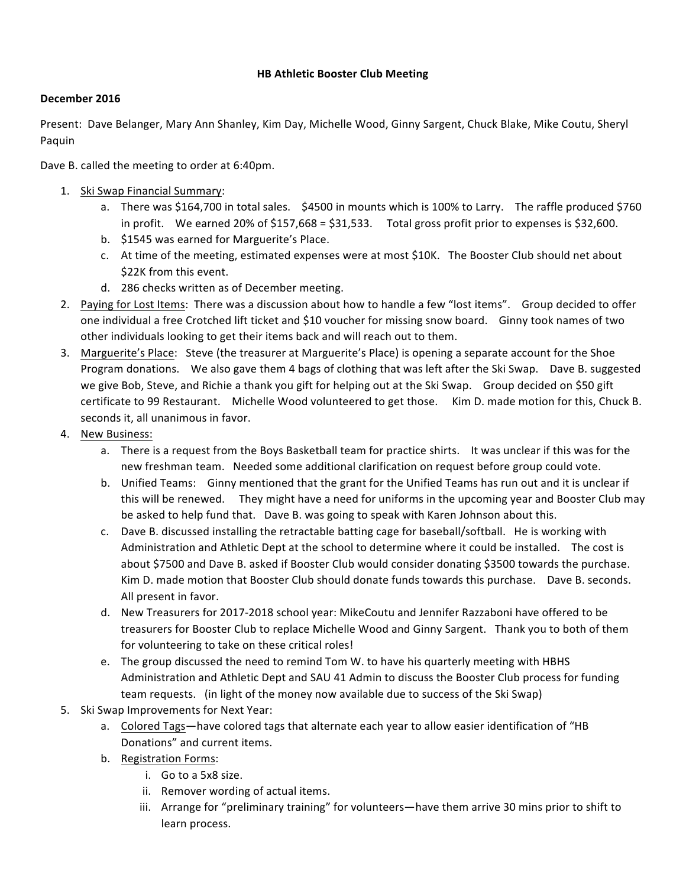# HB Athletic Booster Club Meeting

**December 2016**

Present: Dave Belanger, Mary Ann Shanley, Kim Day, Michelle Wood, Ginny Sargent, Chuck Blake, Mike Coutu, Sheryl Paquin

Dave B. called the meeting to order at 6:40pm.

1. <u>Ski Swap Financial Summary</u>:
   a. There was $164,700 in total sales. $4500 in mounts which is 100% to Larry. The raffle produced $760 in profit. We earned 20% of $157,668 = $31,533. Total gross profit prior to expenses is $32,600.
   b. $1545 was earned for Marguerite's Place.
   c. At time of the meeting, estimated expenses were at most $10K. The Booster Club should net about $22K from this event.
   d. 286 checks written as of December meeting.
2. <u>Paying for Lost Items</u>: There was a discussion about how to handle a few "lost items". Group decided to offer one individual a free Crotched lift ticket and $10 voucher for missing snow board. Ginny took names of two other individuals looking to get their items back and will reach out to them.
3. <u>Marguerite's Place</u>: Steve (the treasurer at Marguerite's Place) is opening a separate account for the Shoe Program donations. We also gave them 4 bags of clothing that was left after the Ski Swap. Dave B. suggested we give Bob, Steve, and Richie a thank you gift for helping out at the Ski Swap. Group decided on $50 gift certificate to 99 Restaurant. Michelle Wood volunteered to get those. Kim D. made motion for this, Chuck B. seconds it, all unanimous in favor.
4. <u>New Business:</u>
   a. There is a request from the Boys Basketball team for practice shirts. It was unclear if this was for the new freshman team. Needed some additional clarification on request before group could vote.
   b. Unified Teams: Ginny mentioned that the grant for the Unified Teams has run out and it is unclear if this will be renewed. They might have a need for uniforms in the upcoming year and Booster Club may be asked to help fund that. Dave B. was going to speak with Karen Johnson about this.
   c. Dave B. discussed installing the retractable batting cage for baseball/softball. He is working with Administration and Athletic Dept at the school to determine where it could be installed. The cost is about $7500 and Dave B. asked if Booster Club would consider donating $3500 towards the purchase. Kim D. made motion that Booster Club should donate funds towards this purchase. Dave B. seconds. All present in favor.
   d. New Treasurers for 2017-2018 school year: MikeCoutu and Jennifer Razzaboni have offered to be treasurers for Booster Club to replace Michelle Wood and Ginny Sargent. Thank you to both of them for volunteering to take on these critical roles!
   e. The group discussed the need to remind Tom W. to have his quarterly meeting with HBHS Administration and Athletic Dept and SAU 41 Admin to discuss the Booster Club process for funding team requests. (in light of the money now available due to success of the Ski Swap)
5. Ski Swap Improvements for Next Year:
   a. <u>Colored Tags</u>—have colored tags that alternate each year to allow easier identification of "HB Donations" and current items.
   b. <u>Registration Forms</u>:
      i. Go to a 5x8 size.
      ii. Remover wording of actual items.
      iii. Arrange for "preliminary training" for volunteers—have them arrive 30 mins prior to shift to learn process.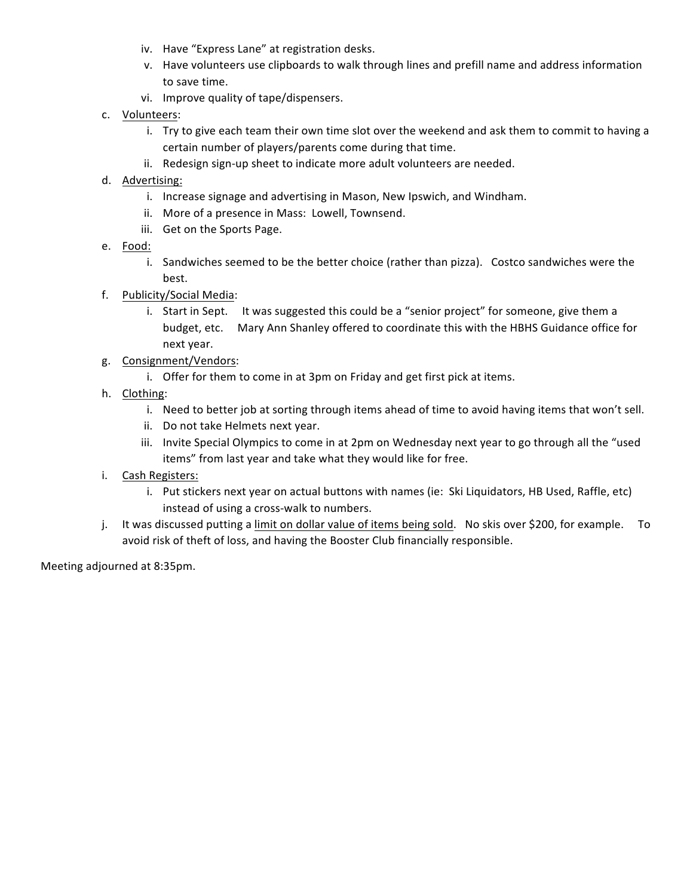iv. Have "Express Lane" at registration desks.
   v. Have volunteers use clipboards to walk through lines and prefill name and address information to save time.
   vi. Improve quality of tape/dispensers.

c. <u>Volunteers</u>:
   i. Try to give each team their own time slot over the weekend and ask them to commit to having a certain number of players/parents come during that time.
   ii. Redesign sign-up sheet to indicate more adult volunteers are needed.

d. <u>Advertising:</u>
   i. Increase signage and advertising in Mason, New Ipswich, and Windham.
   ii. More of a presence in Mass: Lowell, Townsend.
   iii. Get on the Sports Page.

e. <u>Food:</u>
   i. Sandwiches seemed to be the better choice (rather than pizza). Costco sandwiches were the best.

f. <u>Publicity/Social Media</u>:
   i. Start in Sept. It was suggested this could be a "senior project" for someone, give them a budget, etc. Mary Ann Shanley offered to coordinate this with the HBHS Guidance office for next year.

g. <u>Consignment/Vendors</u>:
   i. Offer for them to come in at 3pm on Friday and get first pick at items.

h. <u>Clothing</u>:
   i. Need to better job at sorting through items ahead of time to avoid having items that won't sell.
   ii. Do not take Helmets next year.
   iii. Invite Special Olympics to come in at 2pm on Wednesday next year to go through all the "used items" from last year and take what they would like for free.

i. <u>Cash Registers:</u>
   i. Put stickers next year on actual buttons with names (ie: Ski Liquidators, HB Used, Raffle, etc) instead of using a cross-walk to numbers.

j. It was discussed putting a <u>limit on dollar value of items being sold</u>. No skis over $200, for example. To avoid risk of theft of loss, and having the Booster Club financially responsible.

Meeting adjourned at 8:35pm.